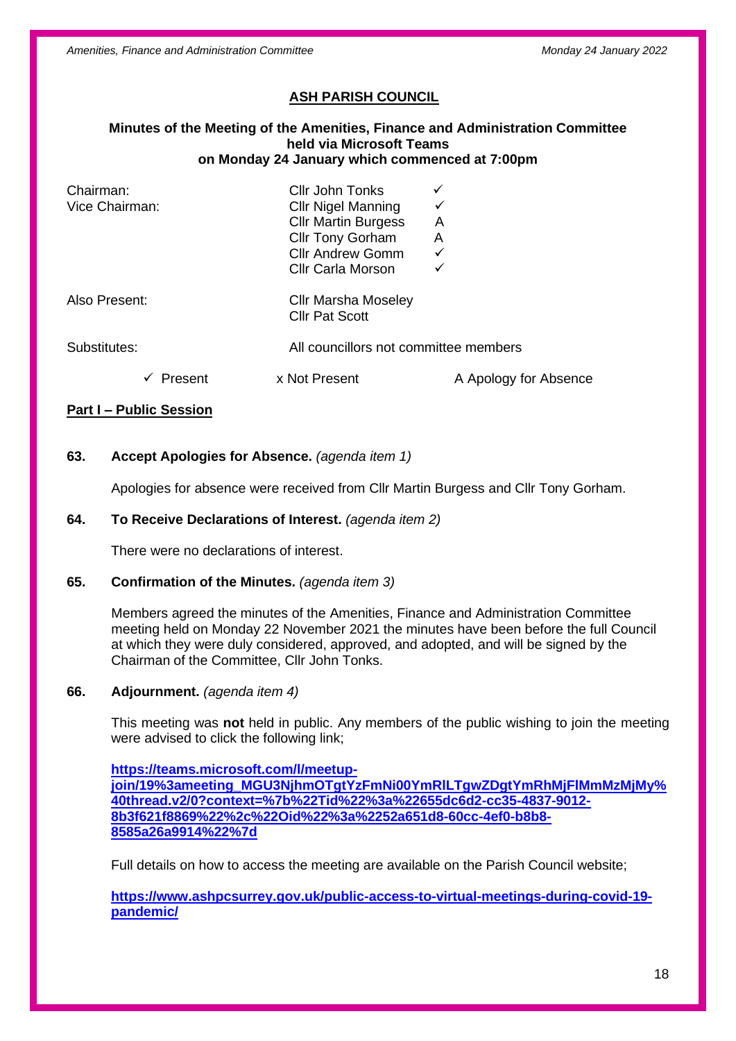## ASH PARISH COUNCIL

**Minutes of the Meeting of the Amenities, Finance and Administration Committee held via Microsoft Teams on Monday 24 January which commenced at 7:00pm**

| | | |
|---|---|---|
| Chairman: | Cllr John Tonks | ✓ |
| Vice Chairman: | Cllr Nigel Manning | ✓ |
| | Cllr Martin Burgess | A |
| | Cllr Tony Gorham | A |
| | Cllr Andrew Gomm | ✓ |
| | Cllr Carla Morson | ✓ |

Also Present: Cllr Marsha Moseley
Cllr Pat Scott

Substitutes: All councillors not committee members

✓ Present x Not Present A Apology for Absence

**Part I – Public Session**

**63. Accept Apologies for Absence.** *(agenda item 1)*

Apologies for absence were received from Cllr Martin Burgess and Cllr Tony Gorham.

**64. To Receive Declarations of Interest.** *(agenda item 2)*

There were no declarations of interest.

**65. Confirmation of the Minutes.** *(agenda item 3)*

Members agreed the minutes of the Amenities, Finance and Administration Committee meeting held on Monday 22 November 2021 the minutes have been before the full Council at which they were duly considered, approved, and adopted, and will be signed by the Chairman of the Committee, Cllr John Tonks.

**66. Adjournment.** *(agenda item 4)*

This meeting was **not** held in public. Any members of the public wishing to join the meeting were advised to click the following link;

**https://teams.microsoft.com/l/meetup-join/19%3ameeting_MGU3NjhmOTgtYzFmNi00YmRlLTgwZDgtYmRhMjFlMmMzMjMy%40thread.v2/0?context=%7b%22Tid%22%3a%22655dc6d2-cc35-4837-9012-8b3f621f8869%22%2c%22Oid%22%3a%2252a651d8-60cc-4ef0-b8b8-8585a26a9914%22%7d**

Full details on how to access the meeting are available on the Parish Council website;

**https://www.ashpcsurrey.gov.uk/public-access-to-virtual-meetings-during-covid-19-pandemic/**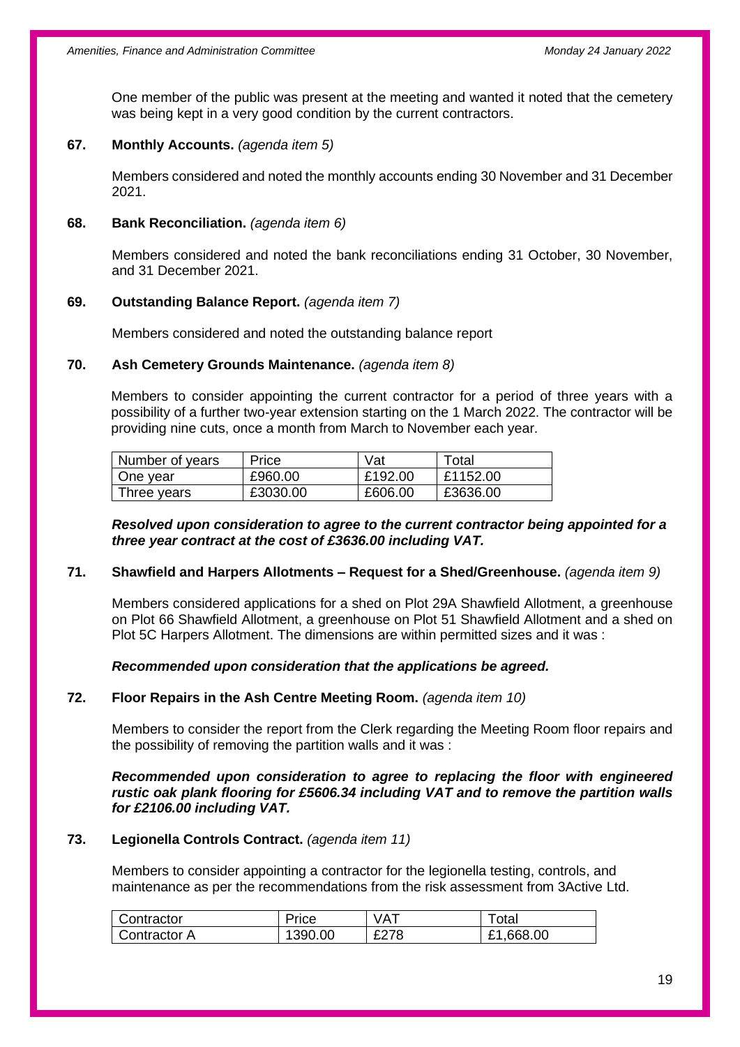One member of the public was present at the meeting and wanted it noted that the cemetery was being kept in a very good condition by the current contractors.

**67. Monthly Accounts.** *(agenda item 5)*

Members considered and noted the monthly accounts ending 30 November and 31 December 2021.

**68. Bank Reconciliation.** *(agenda item 6)*

Members considered and noted the bank reconciliations ending 31 October, 30 November, and 31 December 2021.

**69. Outstanding Balance Report.** *(agenda item 7)*

Members considered and noted the outstanding balance report

**70. Ash Cemetery Grounds Maintenance.** *(agenda item 8)*

Members to consider appointing the current contractor for a period of three years with a possibility of a further two-year extension starting on the 1 March 2022. The contractor will be providing nine cuts, once a month from March to November each year.

| Number of years | Price | Vat | Total |
|---|---|---|---|
| One year | £960.00 | £192.00 | £1152.00 |
| Three years | £3030.00 | £606.00 | £3636.00 |

***Resolved upon consideration to agree to the current contractor being appointed for a three year contract at the cost of £3636.00 including VAT.***

**71. Shawfield and Harpers Allotments – Request for a Shed/Greenhouse.** *(agenda item 9)*

Members considered applications for a shed on Plot 29A Shawfield Allotment, a greenhouse on Plot 66 Shawfield Allotment, a greenhouse on Plot 51 Shawfield Allotment and a shed on Plot 5C Harpers Allotment. The dimensions are within permitted sizes and it was :

***Recommended upon consideration that the applications be agreed.***

**72. Floor Repairs in the Ash Centre Meeting Room.** *(agenda item 10)*

Members to consider the report from the Clerk regarding the Meeting Room floor repairs and the possibility of removing the partition walls and it was :

***Recommended upon consideration to agree to replacing the floor with engineered rustic oak plank flooring for £5606.34 including VAT and to remove the partition walls for £2106.00 including VAT.***

**73. Legionella Controls Contract.** *(agenda item 11)*

Members to consider appointing a contractor for the legionella testing, controls, and maintenance as per the recommendations from the risk assessment from 3Active Ltd.

| Contractor | Price | VAT | Total |
|---|---|---|---|
| Contractor A | 1390.00 | £278 | £1,668.00 |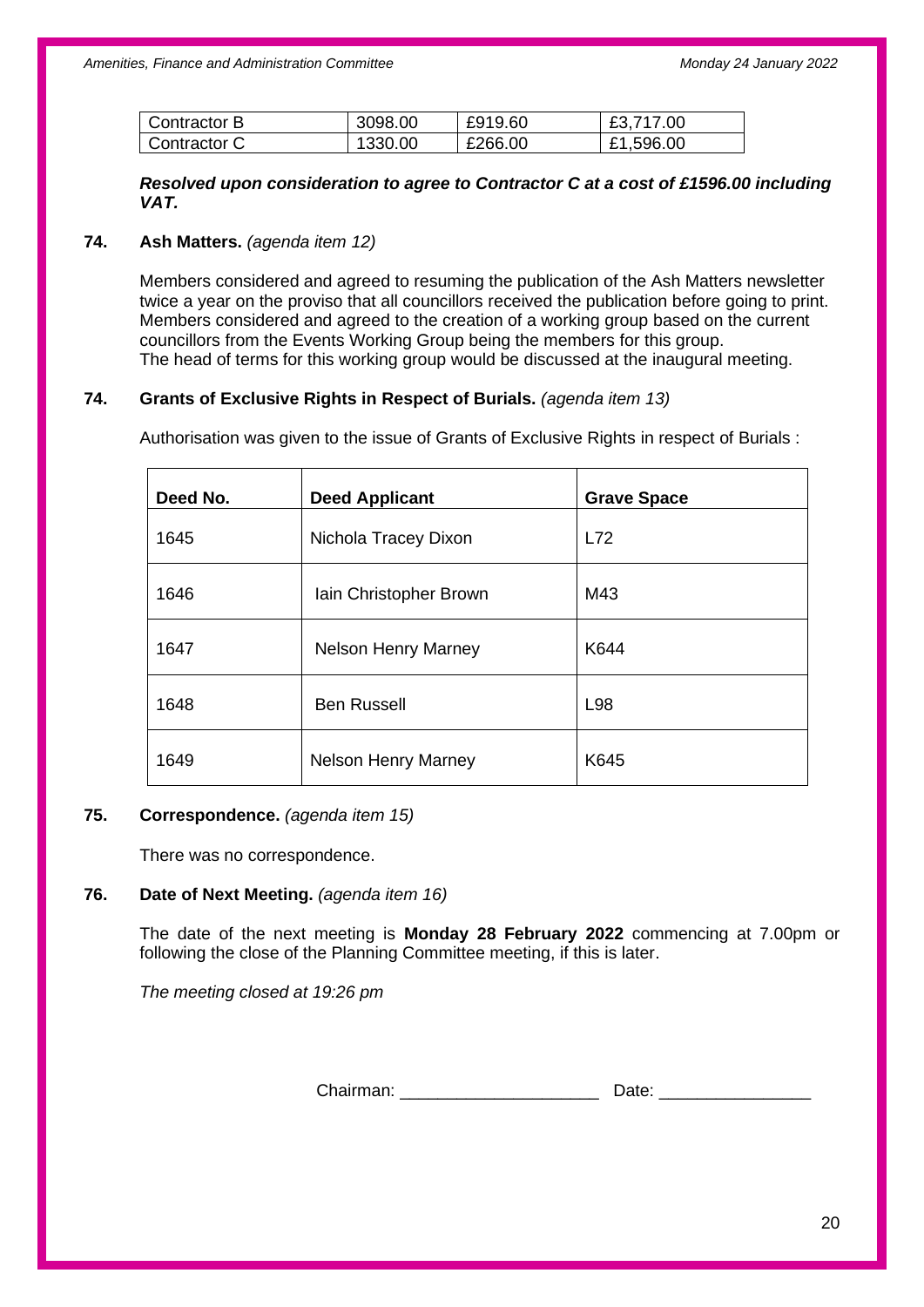| | | | |
|---|---|---|---|
| Contractor B | 3098.00 | £919.60 | £3,717.00 |
| Contractor C | 1330.00 | £266.00 | £1,596.00 |

***Resolved upon consideration to agree to Contractor C at a cost of £1596.00 including VAT.***

**74. Ash Matters.** *(agenda item 12)*

Members considered and agreed to resuming the publication of the Ash Matters newsletter twice a year on the proviso that all councillors received the publication before going to print. Members considered and agreed to the creation of a working group based on the current councillors from the Events Working Group being the members for this group.
The head of terms for this working group would be discussed at the inaugural meeting.

**74. Grants of Exclusive Rights in Respect of Burials.** *(agenda item 13)*

Authorisation was given to the issue of Grants of Exclusive Rights in respect of Burials :

| Deed No. | Deed Applicant | Grave Space |
|---|---|---|
| 1645 | Nichola Tracey Dixon | L72 |
| 1646 | Iain Christopher Brown | M43 |
| 1647 | Nelson Henry Marney | K644 |
| 1648 | Ben Russell | L98 |
| 1649 | Nelson Henry Marney | K645 |

**75. Correspondence.** *(agenda item 15)*

There was no correspondence.

**76. Date of Next Meeting.** *(agenda item 16)*

The date of the next meeting is **Monday 28 February 2022** commencing at 7.00pm or following the close of the Planning Committee meeting, if this is later.

*The meeting closed at 19:26 pm*

Chairman: ____________________ Date: _______________